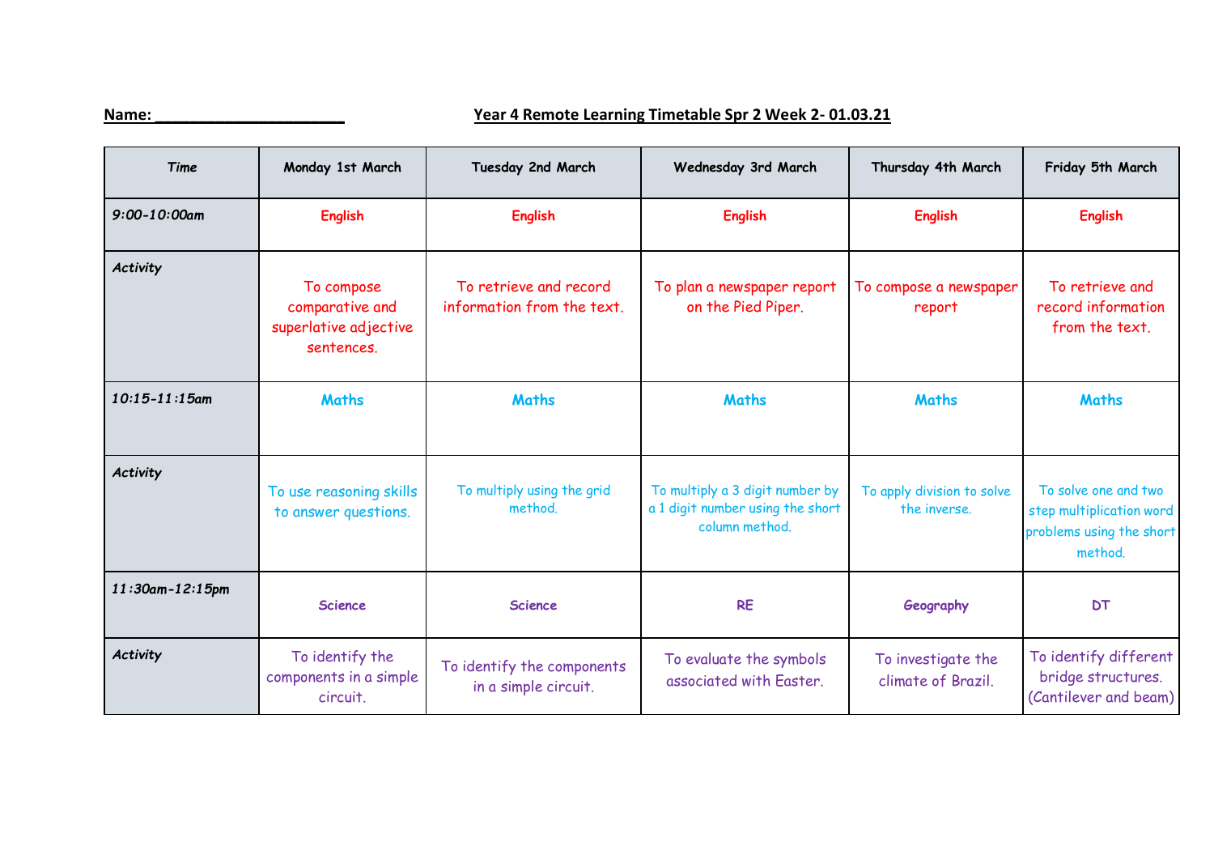**Name: ______________________**

**Year 4 Remote Learning Timetable Spr 2 Week 2- 01.03.21**

| *Time* | Monday 1st March | Tuesday 2nd March | Wednesday 3rd March | Thursday 4th March | Friday 5th March |
|---|---|---|---|---|---|
| *9:00-10:00am* | **English** | **English** | **English** | **English** | **English** |
| *Activity* | To compose comparative and superlative adjective sentences. | To retrieve and record information from the text. | To plan a newspaper report on the Pied Piper. | To compose a newspaper report | To retrieve and record information from the text. |
| *10:15-11:15am* | **Maths** | **Maths** | **Maths** | **Maths** | **Maths** |
| *Activity* | To use reasoning skills to answer questions. | To multiply using the grid method. | To multiply a 3 digit number by a 1 digit number using the short column method. | To apply division to solve the inverse. | To solve one and two step multiplication word problems using the short method. |
| *11:30am-12:15pm* | **Science** | **Science** | **RE** | **Geography** | **DT** |
| *Activity* | To identify the components in a simple circuit. | To identify the components in a simple circuit. | To evaluate the symbols associated with Easter. | To investigate the climate of Brazil. | To identify different bridge structures. (Cantilever and beam) |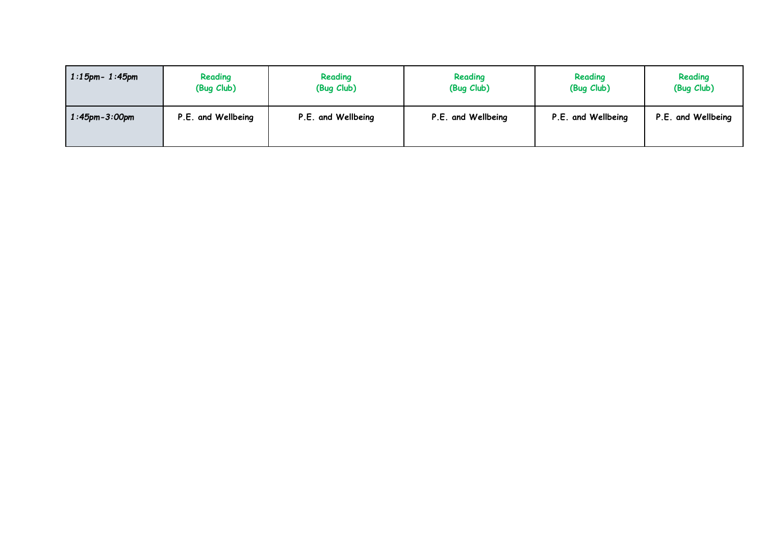| | | | | | |
|---|---|---|---|---|---|
| *1:15pm- 1:45pm* | Reading (Bug Club) | Reading (Bug Club) | Reading (Bug Club) | Reading (Bug Club) | Reading (Bug Club) |
| *1:45pm-3:00pm* | P.E. and Wellbeing | P.E. and Wellbeing | P.E. and Wellbeing | P.E. and Wellbeing | P.E. and Wellbeing |